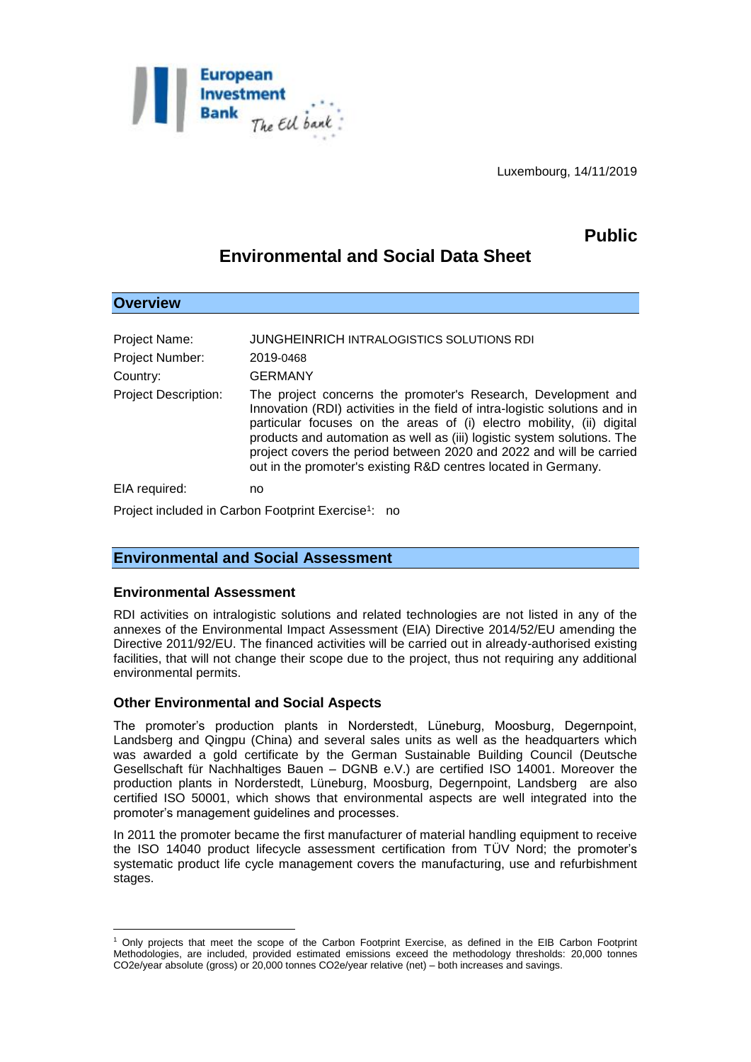Luxembourg, 14/11/2019

**Public**

# Environmental and Social Data Sheet

## Overview

Project Name: JUNGHEINRICH INTRALOGISTICS SOLUTIONS RDI

Project Number: 2019-0468

Country: GERMANY

Project Description: The project concerns the promoter's Research, Development and Innovation (RDI) activities in the field of intra-logistic solutions and in particular focuses on the areas of (i) electro mobility, (ii) digital products and automation as well as (iii) logistic system solutions. The project covers the period between 2020 and 2022 and will be carried out in the promoter's existing R&D centres located in Germany.

EIA required: no

Project included in Carbon Footprint Exercise[1]: no

## Environmental and Social Assessment

### Environmental Assessment

RDI activities on intralogistic solutions and related technologies are not listed in any of the annexes of the Environmental Impact Assessment (EIA) Directive 2014/52/EU amending the Directive 2011/92/EU. The financed activities will be carried out in already-authorised existing facilities, that will not change their scope due to the project, thus not requiring any additional environmental permits.

### Other Environmental and Social Aspects

The promoter's production plants in Norderstedt, Lüneburg, Moosburg, Degernpoint, Landsberg and Qingpu (China) and several sales units as well as the headquarters which was awarded a gold certificate by the German Sustainable Building Council (Deutsche Gesellschaft für Nachhaltiges Bauen – DGNB e.V.) are certified ISO 14001. Moreover the production plants in Norderstedt, Lüneburg, Moosburg, Degernpoint, Landsberg are also certified ISO 50001, which shows that environmental aspects are well integrated into the promoter's management guidelines and processes.

In 2011 the promoter became the first manufacturer of material handling equipment to receive the ISO 14040 product lifecycle assessment certification from TÜV Nord; the promoter's systematic product life cycle management covers the manufacturing, use and refurbishment stages.

[1] Only projects that meet the scope of the Carbon Footprint Exercise, as defined in the EIB Carbon Footprint Methodologies, are included, provided estimated emissions exceed the methodology thresholds: 20,000 tonnes $CO_2e$/year absolute (gross) or 20,000 tonnes $CO_2e$/year relative (net) – both increases and savings.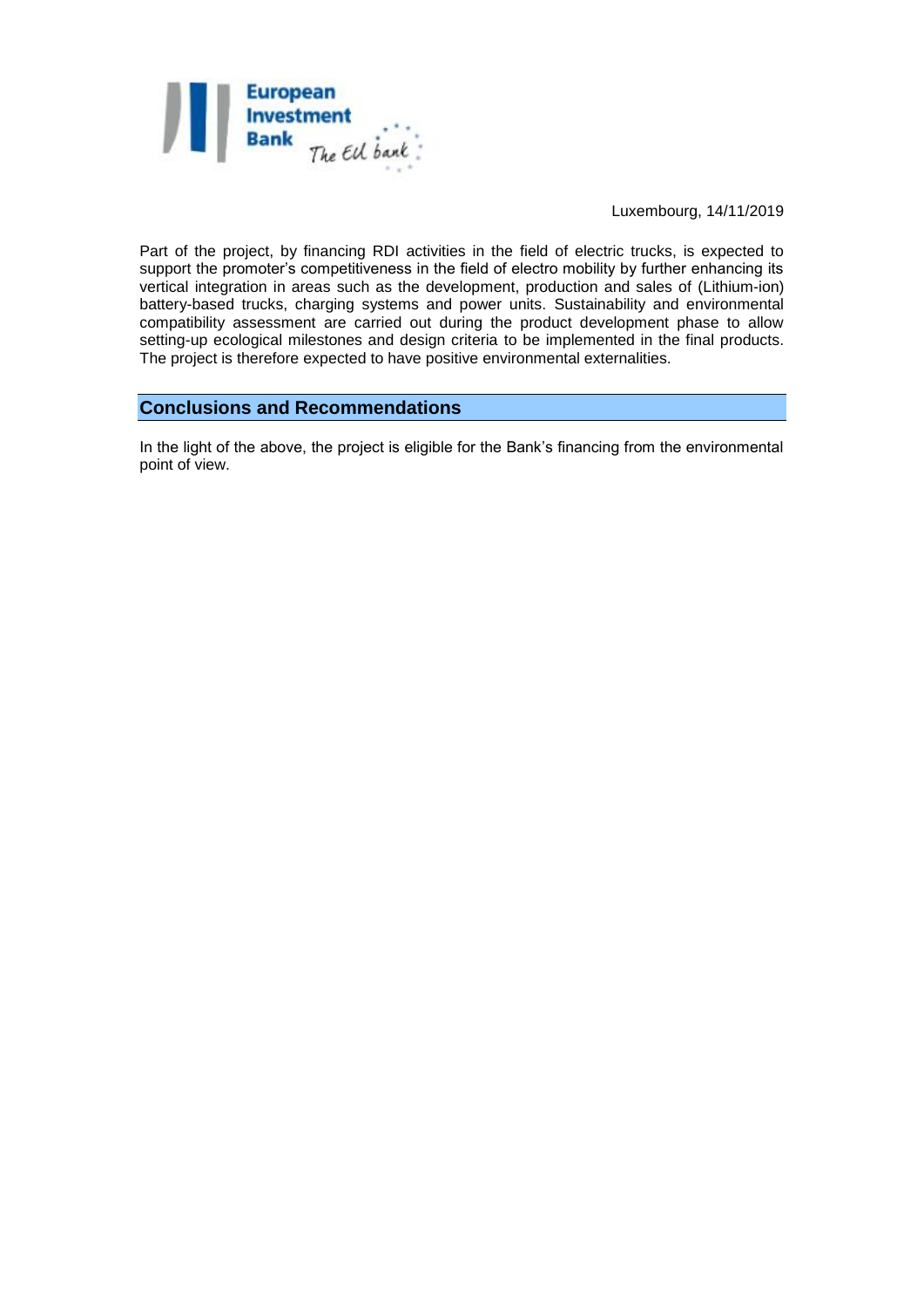Luxembourg, 14/11/2019

Part of the project, by financing RDI activities in the field of electric trucks, is expected to support the promoter's competitiveness in the field of electro mobility by further enhancing its vertical integration in areas such as the development, production and sales of (Lithium-ion) battery-based trucks, charging systems and power units. Sustainability and environmental compatibility assessment are carried out during the product development phase to allow setting-up ecological milestones and design criteria to be implemented in the final products. The project is therefore expected to have positive environmental externalities.

## Conclusions and Recommendations

In the light of the above, the project is eligible for the Bank's financing from the environmental point of view.